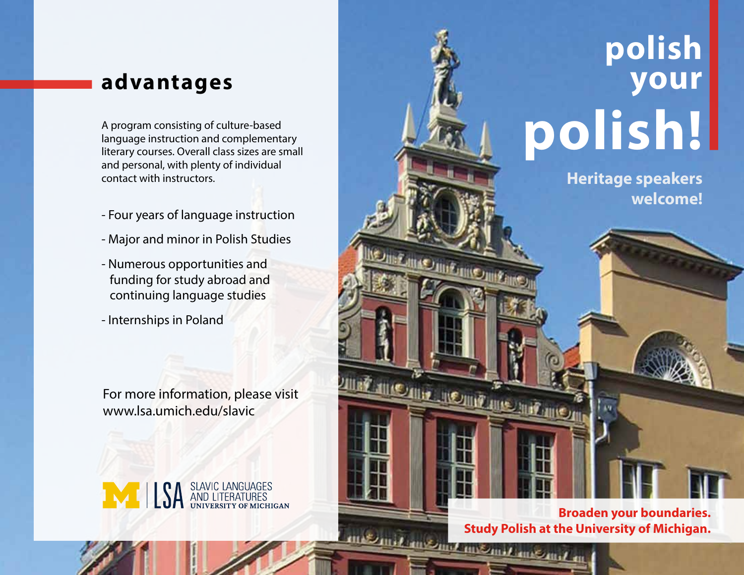## advantages

A program consisting of culture-based language instruction and complementary literary courses. Overall class sizes are small and personal, with plenty of individual contact with instructors.

- Four years of language instruction
- Major and minor in Polish Studies
- Numerous opportunities and funding for study abroad and continuing language studies
- Internships in Poland

For more information, please visit www.lsa.umich.edu/slavic

LSA SLAVIC LANGUAGES AND LITERATURES UNIVERSITY OF MICHIGAN

# polish your polish!

**Heritage speakers welcome!**

**Broaden your boundaries. Study Polish at the University of Michigan.**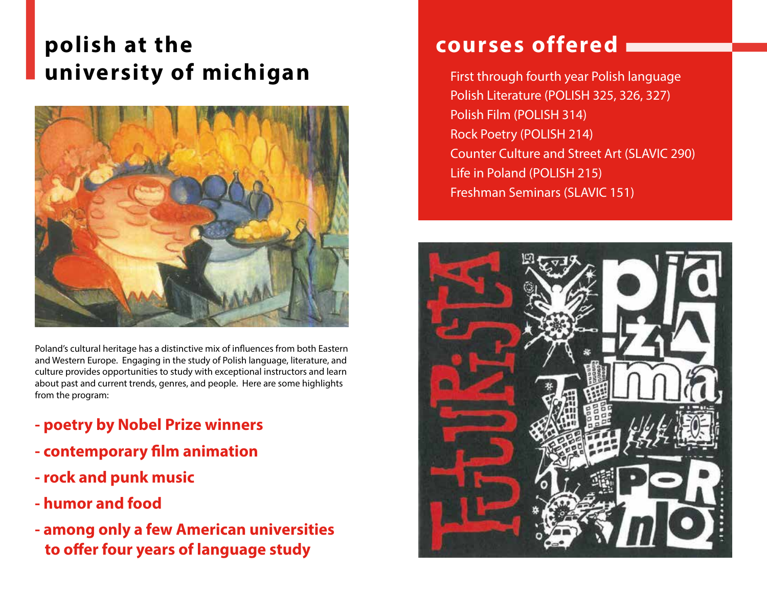# polish at the university of michigan

Poland's cultural heritage has a distinctive mix of influences from both Eastern and Western Europe. Engaging in the study of Polish language, literature, and culture provides opportunities to study with exceptional instructors and learn about past and current trends, genres, and people. Here are some highlights from the program:

- **poetry by Nobel Prize winners**
- **contemporary film animation**
- **rock and punk music**
- **humor and food**
- **among only a few American universities to offer four years of language study**

## courses offered

First through fourth year Polish language
Polish Literature (POLISH 325, 326, 327)
Polish Film (POLISH 314)
Rock Poetry (POLISH 214)
Counter Culture and Street Art (SLAVIC 290)
Life in Poland (POLISH 215)
Freshman Seminars (SLAVIC 151)